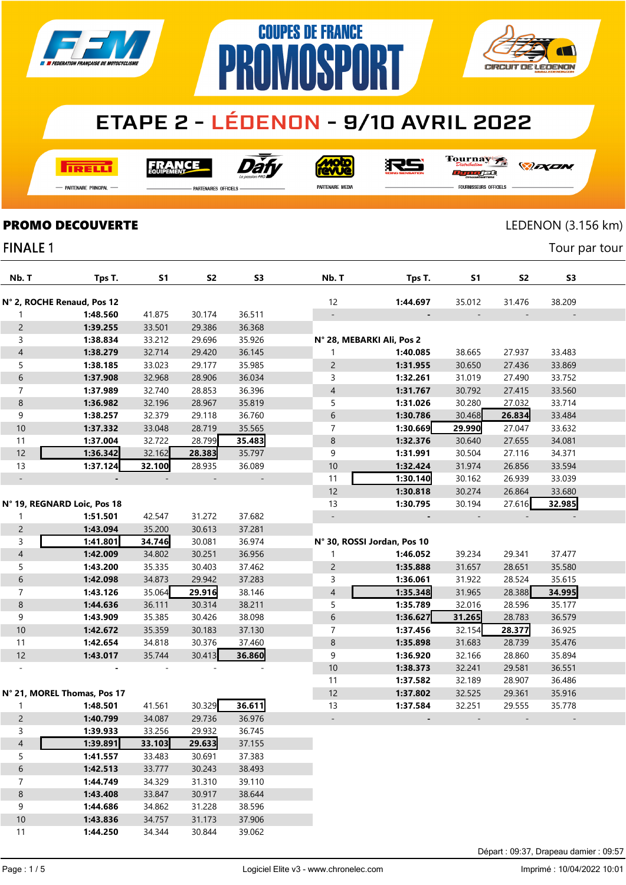# COUPES DE FRANCE PROMOSPORT

## ETAPE 2 - LÉDENON - 9/10 AVRIL 2022

PARTENAIRE PRINCIPAL — PARTENAIRES OFFICIELS — PARTENAIRE MEDIA — FOURNISSEURS OFFICIELS

## PROMO DECOUVERTE

LEDENON (3.156 km)

### FINALE 1

Tour par tour

**N° 2, ROCHE Renaud, Pos 12**

| Nb. T | Tps T. | S1 | S2 | S3 |
|---|---|---|---|---|
| 1 | **1:48.560** | 41.875 | 30.174 | 36.511 |
| 2 | **1:39.255** | 33.501 | 29.386 | 36.368 |
| 3 | **1:38.834** | 33.212 | 29.696 | 35.926 |
| 4 | **1:38.279** | 32.714 | 29.420 | 36.145 |
| 5 | **1:38.185** | 33.023 | 29.177 | 35.985 |
| 6 | **1:37.908** | 32.968 | 28.906 | 36.034 |
| 7 | **1:37.989** | 32.740 | 28.853 | 36.396 |
| 8 | **1:36.982** | 32.196 | 28.967 | 35.819 |
| 9 | **1:38.257** | 32.379 | 29.118 | 36.760 |
| 10 | **1:37.332** | 33.048 | 28.719 | 35.565 |
| 11 | **1:37.004** | 32.722 | 28.799 | **35.483** |
| 12 | **1:36.342** | 32.162 | **28.383** | 35.797 |
| 13 | **1:37.124** | **32.100** | 28.935 | 36.089 |
| - | - | - | - | - |

**N° 19, REGNARD Loic, Pos 18**

| Nb. T | Tps T. | S1 | S2 | S3 |
|---|---|---|---|---|
| 1 | **1:51.501** | 42.547 | 31.272 | 37.682 |
| 2 | **1:43.094** | 35.200 | 30.613 | 37.281 |
| 3 | **1:41.801** | **34.746** | 30.081 | 36.974 |
| 4 | **1:42.009** | 34.802 | 30.251 | 36.956 |
| 5 | **1:43.200** | 35.335 | 30.403 | 37.462 |
| 6 | **1:42.098** | 34.873 | 29.942 | 37.283 |
| 7 | **1:43.126** | 35.064 | **29.916** | 38.146 |
| 8 | **1:44.636** | 36.111 | 30.314 | 38.211 |
| 9 | **1:43.909** | 35.385 | 30.426 | 38.098 |
| 10 | **1:42.672** | 35.359 | 30.183 | 37.130 |
| 11 | **1:42.654** | 34.818 | 30.376 | 37.460 |
| 12 | **1:43.017** | 35.744 | 30.413 | **36.860** |
| - | - | - | - | - |

**N° 21, MOREL Thomas, Pos 17**

| Nb. T | Tps T. | S1 | S2 | S3 |
|---|---|---|---|---|
| 1 | **1:48.501** | 41.561 | 30.329 | **36.611** |
| 2 | **1:40.799** | 34.087 | 29.736 | 36.976 |
| 3 | **1:39.933** | 33.256 | 29.932 | 36.745 |
| 4 | **1:39.891** | **33.103** | **29.633** | 37.155 |
| 5 | **1:41.557** | 33.483 | 30.691 | 37.383 |
| 6 | **1:42.513** | 33.777 | 30.243 | 38.493 |
| 7 | **1:44.749** | 34.329 | 31.310 | 39.110 |
| 8 | **1:43.408** | 33.847 | 30.917 | 38.644 |
| 9 | **1:44.686** | 34.862 | 31.228 | 38.596 |
| 10 | **1:43.836** | 34.757 | 31.173 | 37.906 |
| 11 | **1:44.250** | 34.344 | 30.844 | 39.062 |
| 12 | **1:44.697** | 35.012 | 31.476 | 38.209 |
| - | - | - | - | - |

**N° 28, MEBARKI Ali, Pos 2**

| Nb. T | Tps T. | S1 | S2 | S3 |
|---|---|---|---|---|
| 1 | **1:40.085** | 38.665 | 27.937 | 33.483 |
| 2 | **1:31.955** | 30.650 | 27.436 | 33.869 |
| 3 | **1:32.261** | 31.019 | 27.490 | 33.752 |
| 4 | **1:31.767** | 30.792 | 27.415 | 33.560 |
| 5 | **1:31.026** | 30.280 | 27.032 | 33.714 |
| 6 | **1:30.786** | 30.468 | **26.834** | 33.484 |
| 7 | **1:30.669** | **29.990** | 27.047 | 33.632 |
| 8 | **1:32.376** | 30.640 | 27.655 | 34.081 |
| 9 | **1:31.991** | 30.504 | 27.116 | 34.371 |
| 10 | **1:32.424** | 31.974 | 26.856 | 33.594 |
| 11 | **1:30.140** | 30.162 | 26.939 | 33.039 |
| 12 | **1:30.818** | 30.274 | 26.864 | 33.680 |
| 13 | **1:30.795** | 30.194 | 27.616 | **32.985** |
| - | - | - | - | - |

**N° 30, ROSSI Jordan, Pos 10**

| Nb. T | Tps T. | S1 | S2 | S3 |
|---|---|---|---|---|
| 1 | **1:46.052** | 39.234 | 29.341 | 37.477 |
| 2 | **1:35.888** | 31.657 | 28.651 | 35.580 |
| 3 | **1:36.061** | 31.922 | 28.524 | 35.615 |
| 4 | **1:35.348** | 31.965 | 28.388 | **34.995** |
| 5 | **1:35.789** | 32.016 | 28.596 | 35.177 |
| 6 | **1:36.627** | **31.265** | 28.783 | 36.579 |
| 7 | **1:37.456** | 32.154 | **28.377** | 36.925 |
| 8 | **1:35.898** | 31.683 | 28.739 | 35.476 |
| 9 | **1:36.920** | 32.166 | 28.860 | 35.894 |
| 10 | **1:38.373** | 32.241 | 29.581 | 36.551 |
| 11 | **1:37.582** | 32.189 | 28.907 | 36.486 |
| 12 | **1:37.802** | 32.525 | 29.361 | 35.916 |
| 13 | **1:37.584** | 32.251 | 29.555 | 35.778 |
| - | - | - | - | - |

Départ : 09:37, Drapeau damier : 09:57

Logiciel Elite v3 - www.chronelec.com — Imprimé : 10/04/2022 10:01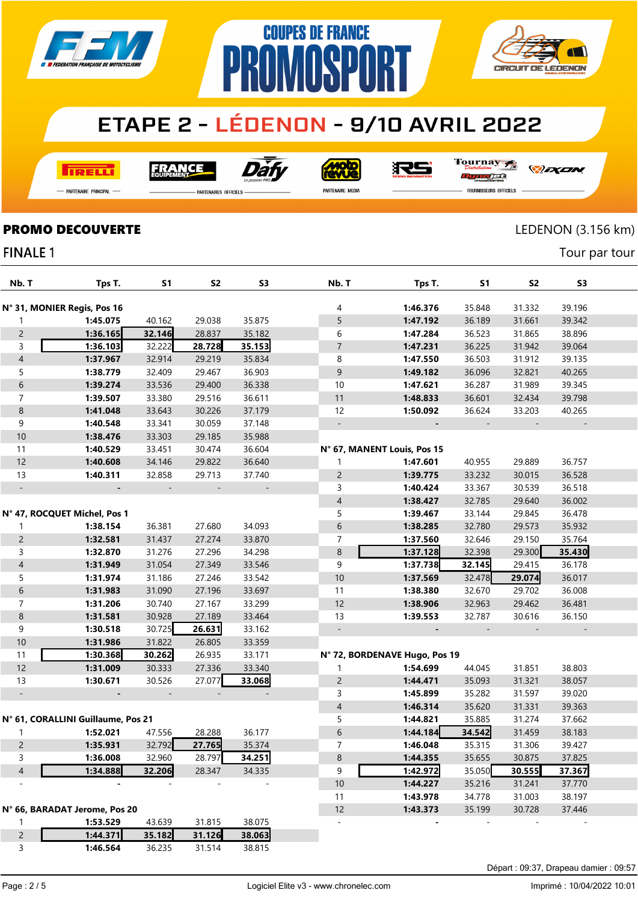# COUPES DE FRANCE PROMOSPORT

## ETAPE 2 - LÉDENON - 9/10 AVRIL 2022

PARTENAIRE PRINCIPAL — PARTENAIRES OFFICIELS — PARTENAIRE MEDIA — FOURNISSEURS OFFICIELS

**PROMO DECOUVERTE** — LEDENON (3.156 km)

FINALE 1 — Tour par tour

| Nb. T | Tps T. | S1 | S2 | S3 |
|---|---|---|---|---|
| **N° 31, MONIER Regis, Pos 16** | | | | |
| 1 | 1:45.075 | 40.162 | 29.038 | 35.875 |
| 2 | 1:36.165 | 32.146 | 28.837 | 35.182 |
| 3 | 1:36.103 | 32.222 | 28.728 | 35.153 |
| 4 | 1:37.967 | 32.914 | 29.219 | 35.834 |
| 5 | 1:38.779 | 32.409 | 29.467 | 36.903 |
| 6 | 1:39.274 | 33.536 | 29.400 | 36.338 |
| 7 | 1:39.507 | 33.380 | 29.516 | 36.611 |
| 8 | 1:41.048 | 33.643 | 30.226 | 37.179 |
| 9 | 1:40.548 | 33.341 | 30.059 | 37.148 |
| 10 | 1:38.476 | 33.303 | 29.185 | 35.988 |
| 11 | 1:40.529 | 33.451 | 30.474 | 36.604 |
| 12 | 1:40.608 | 34.146 | 29.822 | 36.640 |
| 13 | 1:40.311 | 32.858 | 29.713 | 37.740 |
| - | - | - | - | - |
| **N° 47, ROCQUET Michel, Pos 1** | | | | |
| 1 | 1:38.154 | 36.381 | 27.680 | 34.093 |
| 2 | 1:32.581 | 31.437 | 27.274 | 33.870 |
| 3 | 1:32.870 | 31.276 | 27.296 | 34.298 |
| 4 | 1:31.949 | 31.054 | 27.349 | 33.546 |
| 5 | 1:31.974 | 31.186 | 27.246 | 33.542 |
| 6 | 1:31.983 | 31.090 | 27.196 | 33.697 |
| 7 | 1:31.206 | 30.740 | 27.167 | 33.299 |
| 8 | 1:31.581 | 30.928 | 27.189 | 33.464 |
| 9 | 1:30.518 | 30.725 | 26.631 | 33.162 |
| 10 | 1:31.986 | 31.822 | 26.805 | 33.359 |
| 11 | 1:30.368 | 30.262 | 26.935 | 33.171 |
| 12 | 1:31.009 | 30.333 | 27.336 | 33.340 |
| 13 | 1:30.671 | 30.526 | 27.077 | 33.068 |
| - | - | - | - | - |
| **N° 61, CORALLINI Guillaume, Pos 21** | | | | |
| 1 | 1:52.021 | 47.556 | 28.288 | 36.177 |
| 2 | 1:35.931 | 32.792 | 27.765 | 35.374 |
| 3 | 1:36.008 | 32.960 | 28.797 | 34.251 |
| 4 | 1:34.888 | 32.206 | 28.347 | 34.335 |
| - | - | - | - | - |
| **N° 66, BARADAT Jerome, Pos 20** | | | | |
| 1 | 1:53.529 | 43.639 | 31.815 | 38.075 |
| 2 | 1:44.371 | 35.182 | 31.126 | 38.063 |
| 3 | 1:46.564 | 36.235 | 31.514 | 38.815 |
| 4 | 1:46.376 | 35.848 | 31.332 | 39.196 |
| 5 | 1:47.192 | 36.189 | 31.661 | 39.342 |
| 6 | 1:47.284 | 36.523 | 31.865 | 38.896 |
| 7 | 1:47.231 | 36.225 | 31.942 | 39.064 |
| 8 | 1:47.550 | 36.503 | 31.912 | 39.135 |
| 9 | 1:49.182 | 36.096 | 32.821 | 40.265 |
| 10 | 1:47.621 | 36.287 | 31.989 | 39.345 |
| 11 | 1:48.833 | 36.601 | 32.434 | 39.798 |
| 12 | 1:50.092 | 36.624 | 33.203 | 40.265 |
| - | - | - | - | - |
| **N° 67, MANENT Louis, Pos 15** | | | | |
| 1 | 1:47.601 | 40.955 | 29.889 | 36.757 |
| 2 | 1:39.775 | 33.232 | 30.015 | 36.528 |
| 3 | 1:40.424 | 33.367 | 30.539 | 36.518 |
| 4 | 1:38.427 | 32.785 | 29.640 | 36.002 |
| 5 | 1:39.467 | 33.144 | 29.845 | 36.478 |
| 6 | 1:38.285 | 32.780 | 29.573 | 35.932 |
| 7 | 1:37.560 | 32.646 | 29.150 | 35.764 |
| 8 | 1:37.128 | 32.398 | 29.300 | 35.430 |
| 9 | 1:37.738 | 32.145 | 29.415 | 36.178 |
| 10 | 1:37.569 | 32.478 | 29.074 | 36.017 |
| 11 | 1:38.380 | 32.670 | 29.702 | 36.008 |
| 12 | 1:38.906 | 32.963 | 29.462 | 36.481 |
| 13 | 1:39.553 | 32.787 | 30.616 | 36.150 |
| - | - | - | - | - |
| **N° 72, BORDENAVE Hugo, Pos 19** | | | | |
| 1 | 1:54.699 | 44.045 | 31.851 | 38.803 |
| 2 | 1:44.471 | 35.093 | 31.321 | 38.057 |
| 3 | 1:45.899 | 35.282 | 31.597 | 39.020 |
| 4 | 1:46.314 | 35.620 | 31.331 | 39.363 |
| 5 | 1:44.821 | 35.885 | 31.274 | 37.662 |
| 6 | 1:44.184 | 34.542 | 31.459 | 38.183 |
| 7 | 1:46.048 | 35.315 | 31.306 | 39.427 |
| 8 | 1:44.355 | 35.655 | 30.875 | 37.825 |
| 9 | 1:42.972 | 35.050 | 30.555 | 37.367 |
| 10 | 1:44.227 | 35.216 | 31.241 | 37.770 |
| 11 | 1:43.978 | 34.778 | 31.003 | 38.197 |
| 12 | 1:43.373 | 35.199 | 30.728 | 37.446 |
| - | - | - | - | - |

Départ : 09:37, Drapeau damier : 09:57

Logiciel Elite v3 - www.chronelec.com — Imprimé : 10/04/2022 10:01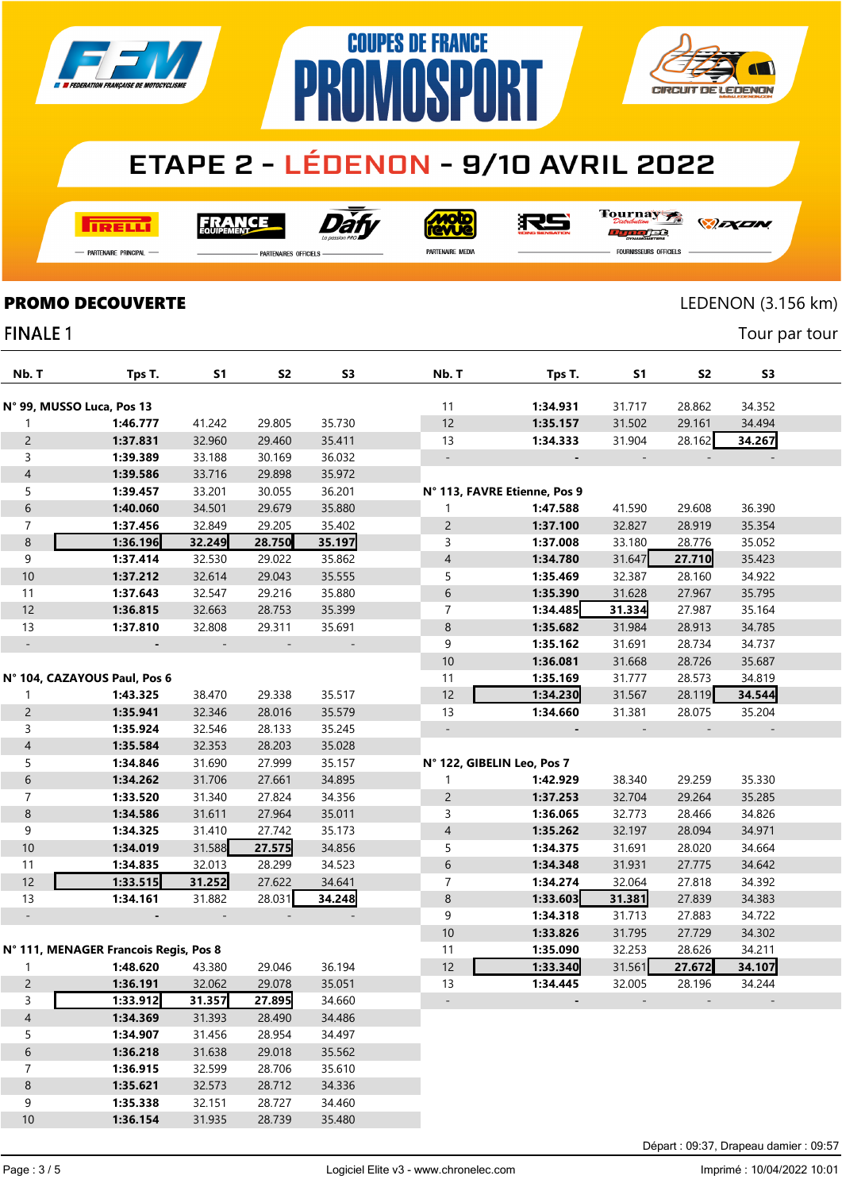# COUPES DE FRANCE PROMOSPORT

## ETAPE 2 - LÉDENON - 9/10 AVRIL 2022

PARTENAIRE PRINCIPAL — PARTENAIRES OFFICIELS — PARTENAIRE MEDIA — FOURNISSEURS OFFICIELS

**PROMO DECOUVERTE** LEDENON (3.156 km)

FINALE 1 Tour par tour

**N° 99, MUSSO Luca, Pos 13**

| Nb. T | Tps T. | S1 | S2 | S3 |
|---|---|---|---|---|
| 1 | **1:46.777** | 41.242 | 29.805 | 35.730 |
| 2 | **1:37.831** | 32.960 | 29.460 | 35.411 |
| 3 | **1:39.389** | 33.188 | 30.169 | 36.032 |
| 4 | **1:39.586** | 33.716 | 29.898 | 35.972 |
| 5 | **1:39.457** | 33.201 | 30.055 | 36.201 |
| 6 | **1:40.060** | 34.501 | 29.679 | 35.880 |
| 7 | **1:37.456** | 32.849 | 29.205 | 35.402 |
| 8 | **1:36.196** | **32.249** | **28.750** | **35.197** |
| 9 | **1:37.414** | 32.530 | 29.022 | 35.862 |
| 10 | **1:37.212** | 32.614 | 29.043 | 35.555 |
| 11 | **1:37.643** | 32.547 | 29.216 | 35.880 |
| 12 | **1:36.815** | 32.663 | 28.753 | 35.399 |
| 13 | **1:37.810** | 32.808 | 29.311 | 35.691 |
| - | - | - | - | - |

**N° 104, CAZAYOUS Paul, Pos 6**

| Nb. T | Tps T. | S1 | S2 | S3 |
|---|---|---|---|---|
| 1 | **1:43.325** | 38.470 | 29.338 | 35.517 |
| 2 | **1:35.941** | 32.346 | 28.016 | 35.579 |
| 3 | **1:35.924** | 32.546 | 28.133 | 35.245 |
| 4 | **1:35.584** | 32.353 | 28.203 | 35.028 |
| 5 | **1:34.846** | 31.690 | 27.999 | 35.157 |
| 6 | **1:34.262** | 31.706 | 27.661 | 34.895 |
| 7 | **1:33.520** | 31.340 | 27.824 | 34.356 |
| 8 | **1:34.586** | 31.611 | 27.964 | 35.011 |
| 9 | **1:34.325** | 31.410 | 27.742 | 35.173 |
| 10 | **1:34.019** | 31.588 | **27.575** | 34.856 |
| 11 | **1:34.835** | 32.013 | 28.299 | 34.523 |
| 12 | **1:33.515** | **31.252** | 27.622 | 34.641 |
| 13 | **1:34.161** | 31.882 | 28.031 | **34.248** |
| - | - | - | - | - |

**N° 111, MENAGER Francois Regis, Pos 8**

| Nb. T | Tps T. | S1 | S2 | S3 |
|---|---|---|---|---|
| 1 | **1:48.620** | 43.380 | 29.046 | 36.194 |
| 2 | **1:36.191** | 32.062 | 29.078 | 35.051 |
| 3 | **1:33.912** | **31.357** | **27.895** | 34.660 |
| 4 | **1:34.369** | 31.393 | 28.490 | 34.486 |
| 5 | **1:34.907** | 31.456 | 28.954 | 34.497 |
| 6 | **1:36.218** | 31.638 | 29.018 | 35.562 |
| 7 | **1:36.915** | 32.599 | 28.706 | 35.610 |
| 8 | **1:35.621** | 32.573 | 28.712 | 34.336 |
| 9 | **1:35.338** | 32.151 | 28.727 | 34.460 |
| 10 | **1:36.154** | 31.935 | 28.739 | 35.480 |
| 11 | **1:34.931** | 31.717 | 28.862 | 34.352 |
| 12 | **1:35.157** | 31.502 | 29.161 | 34.494 |
| 13 | **1:34.333** | 31.904 | 28.162 | **34.267** |
| - | - | - | - | - |

**N° 113, FAVRE Etienne, Pos 9**

| Nb. T | Tps T. | S1 | S2 | S3 |
|---|---|---|---|---|
| 1 | **1:47.588** | 41.590 | 29.608 | 36.390 |
| 2 | **1:37.100** | 32.827 | 28.919 | 35.354 |
| 3 | **1:37.008** | 33.180 | 28.776 | 35.052 |
| 4 | **1:34.780** | 31.647 | **27.710** | 35.423 |
| 5 | **1:35.469** | 32.387 | 28.160 | 34.922 |
| 6 | **1:35.390** | 31.628 | 27.967 | 35.795 |
| 7 | **1:34.485** | **31.334** | 27.987 | 35.164 |
| 8 | **1:35.682** | 31.984 | 28.913 | 34.785 |
| 9 | **1:35.162** | 31.691 | 28.734 | 34.737 |
| 10 | **1:36.081** | 31.668 | 28.726 | 35.687 |
| 11 | **1:35.169** | 31.777 | 28.573 | 34.819 |
| 12 | **1:34.230** | 31.567 | 28.119 | **34.544** |
| 13 | **1:34.660** | 31.381 | 28.075 | 35.204 |
| - | - | - | - | - |

**N° 122, GIBELIN Leo, Pos 7**

| Nb. T | Tps T. | S1 | S2 | S3 |
|---|---|---|---|---|
| 1 | **1:42.929** | 38.340 | 29.259 | 35.330 |
| 2 | **1:37.253** | 32.704 | 29.264 | 35.285 |
| 3 | **1:36.065** | 32.773 | 28.466 | 34.826 |
| 4 | **1:35.262** | 32.197 | 28.094 | 34.971 |
| 5 | **1:34.375** | 31.691 | 28.020 | 34.664 |
| 6 | **1:34.348** | 31.931 | 27.775 | 34.642 |
| 7 | **1:34.274** | 32.064 | 27.818 | 34.392 |
| 8 | **1:33.603** | **31.381** | 27.839 | 34.383 |
| 9 | **1:34.318** | 31.713 | 27.883 | 34.722 |
| 10 | **1:33.826** | 31.795 | 27.729 | 34.302 |
| 11 | **1:35.090** | 32.253 | 28.626 | 34.211 |
| 12 | **1:33.340** | 31.561 | **27.672** | **34.107** |
| 13 | **1:34.445** | 32.005 | 28.196 | 34.244 |
| - | - | - | - | - |

Départ : 09:37, Drapeau damier : 09:57

Logiciel Elite v3 - www.chronelec.com — Imprimé : 10/04/2022 10:01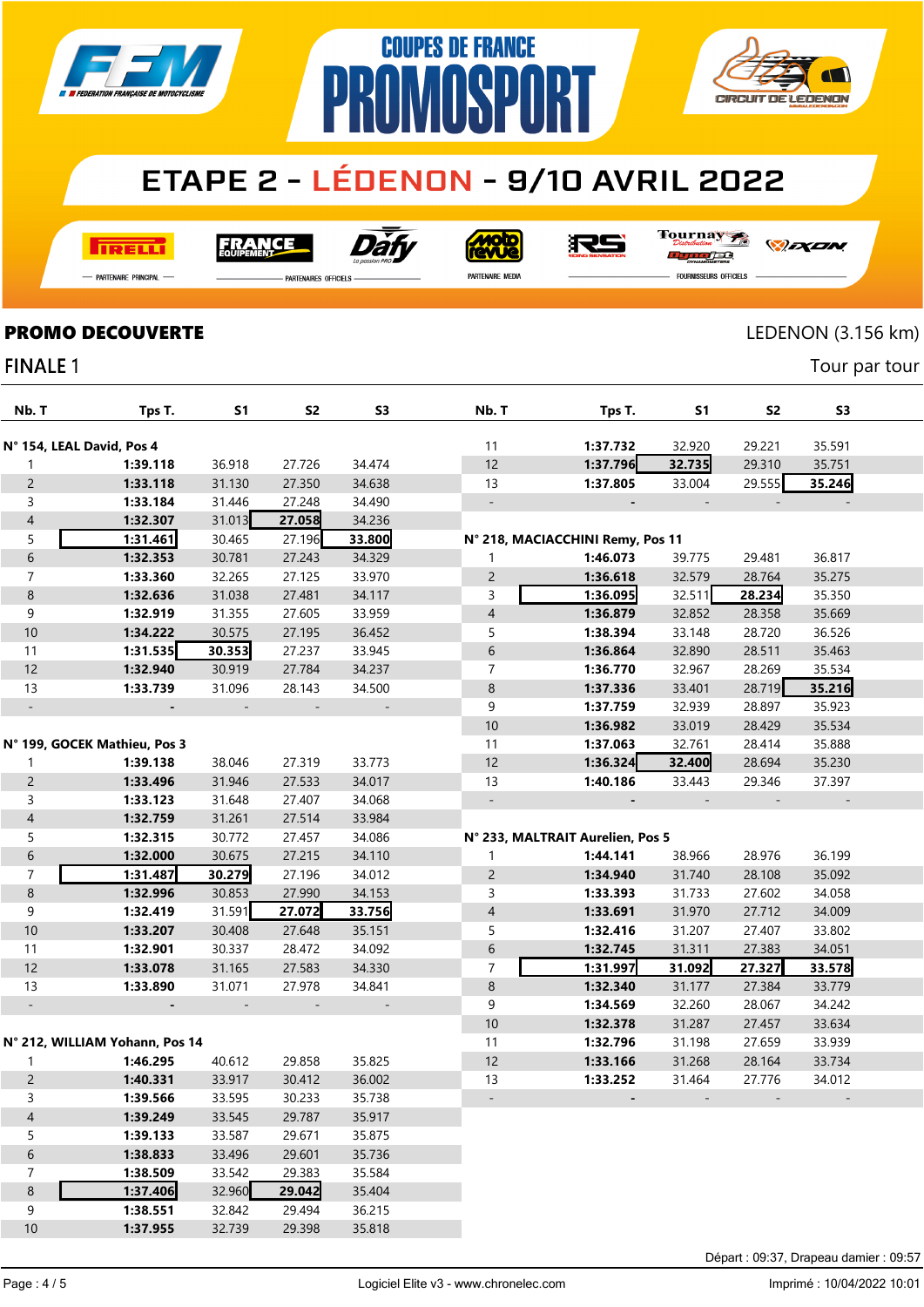# COUPES DE FRANCE PROMOSPORT

## ETAPE 2 - LÉDENON - 9/10 AVRIL 2022

**PROMO DECOUVERTE** — LEDENON (3.156 km)

FINALE 1 — Tour par tour

**N° 154, LEAL David, Pos 4**

| Nb. T | Tps T. | S1 | S2 | S3 |
|---|---|---|---|---|
| 1 | **1:39.118** | 36.918 | 27.726 | 34.474 |
| 2 | **1:33.118** | 31.130 | 27.350 | 34.638 |
| 3 | **1:33.184** | 31.446 | 27.248 | 34.490 |
| 4 | **1:32.307** | 31.013 | **27.058** | 34.236 |
| 5 | **1:31.461** | 30.465 | 27.196 | **33.800** |
| 6 | **1:32.353** | 30.781 | 27.243 | 34.329 |
| 7 | **1:33.360** | 32.265 | 27.125 | 33.970 |
| 8 | **1:32.636** | 31.038 | 27.481 | 34.117 |
| 9 | **1:32.919** | 31.355 | 27.605 | 33.959 |
| 10 | **1:34.222** | 30.575 | 27.195 | 36.452 |
| 11 | **1:31.535** | **30.353** | 27.237 | 33.945 |
| 12 | **1:32.940** | 30.919 | 27.784 | 34.237 |
| 13 | **1:33.739** | 31.096 | 28.143 | 34.500 |
| - | - | - | - | - |

**N° 199, GOCEK Mathieu, Pos 3**

| Nb. T | Tps T. | S1 | S2 | S3 |
|---|---|---|---|---|
| 1 | **1:39.138** | 38.046 | 27.319 | 33.773 |
| 2 | **1:33.496** | 31.946 | 27.533 | 34.017 |
| 3 | **1:33.123** | 31.648 | 27.407 | 34.068 |
| 4 | **1:32.759** | 31.261 | 27.514 | 33.984 |
| 5 | **1:32.315** | 30.772 | 27.457 | 34.086 |
| 6 | **1:32.000** | 30.675 | 27.215 | 34.110 |
| 7 | **1:31.487** | **30.279** | 27.196 | 34.012 |
| 8 | **1:32.996** | 30.853 | 27.990 | 34.153 |
| 9 | **1:32.419** | 31.591 | **27.072** | **33.756** |
| 10 | **1:33.207** | 30.408 | 27.648 | 35.151 |
| 11 | **1:32.901** | 30.337 | 28.472 | 34.092 |
| 12 | **1:33.078** | 31.165 | 27.583 | 34.330 |
| 13 | **1:33.890** | 31.071 | 27.978 | 34.841 |
| - | - | - | - | - |

**N° 212, WILLIAM Yohann, Pos 14**

| Nb. T | Tps T. | S1 | S2 | S3 |
|---|---|---|---|---|
| 1 | **1:46.295** | 40.612 | 29.858 | 35.825 |
| 2 | **1:40.331** | 33.917 | 30.412 | 36.002 |
| 3 | **1:39.566** | 33.595 | 30.233 | 35.738 |
| 4 | **1:39.249** | 33.545 | 29.787 | 35.917 |
| 5 | **1:39.133** | 33.587 | 29.671 | 35.875 |
| 6 | **1:38.833** | 33.496 | 29.601 | 35.736 |
| 7 | **1:38.509** | 33.542 | 29.383 | 35.584 |
| 8 | **1:37.406** | 32.960 | **29.042** | 35.404 |
| 9 | **1:38.551** | 32.842 | 29.494 | 36.215 |
| 10 | **1:37.955** | 32.739 | 29.398 | 35.818 |
| 11 | **1:37.732** | 32.920 | 29.221 | 35.591 |
| 12 | **1:37.796** | **32.735** | 29.310 | 35.751 |
| 13 | **1:37.805** | 33.004 | 29.555 | **35.246** |
| - | - | - | - | - |

**N° 218, MACIACCHINI Remy, Pos 11**

| Nb. T | Tps T. | S1 | S2 | S3 |
|---|---|---|---|---|
| 1 | **1:46.073** | 39.775 | 29.481 | 36.817 |
| 2 | **1:36.618** | 32.579 | 28.764 | 35.275 |
| 3 | **1:36.095** | 32.511 | **28.234** | 35.350 |
| 4 | **1:36.879** | 32.852 | 28.358 | 35.669 |
| 5 | **1:38.394** | 33.148 | 28.720 | 36.526 |
| 6 | **1:36.864** | 32.890 | 28.511 | 35.463 |
| 7 | **1:36.770** | 32.967 | 28.269 | 35.534 |
| 8 | **1:37.336** | 33.401 | 28.719 | **35.216** |
| 9 | **1:37.759** | 32.939 | 28.897 | 35.923 |
| 10 | **1:36.982** | 33.019 | 28.429 | 35.534 |
| 11 | **1:37.063** | 32.761 | 28.414 | 35.888 |
| 12 | **1:36.324** | **32.400** | 28.694 | 35.230 |
| 13 | **1:40.186** | 33.443 | 29.346 | 37.397 |
| - | - | - | - | - |

**N° 233, MALTRAIT Aurelien, Pos 5**

| Nb. T | Tps T. | S1 | S2 | S3 |
|---|---|---|---|---|
| 1 | **1:44.141** | 38.966 | 28.976 | 36.199 |
| 2 | **1:34.940** | 31.740 | 28.108 | 35.092 |
| 3 | **1:33.393** | 31.733 | 27.602 | 34.058 |
| 4 | **1:33.691** | 31.970 | 27.712 | 34.009 |
| 5 | **1:32.416** | 31.207 | 27.407 | 33.802 |
| 6 | **1:32.745** | 31.311 | 27.383 | 34.051 |
| 7 | **1:31.997** | **31.092** | **27.327** | **33.578** |
| 8 | **1:32.340** | 31.177 | 27.384 | 33.779 |
| 9 | **1:34.569** | 32.260 | 28.067 | 34.242 |
| 10 | **1:32.378** | 31.287 | 27.457 | 33.634 |
| 11 | **1:32.796** | 31.198 | 27.659 | 33.939 |
| 12 | **1:33.166** | 31.268 | 28.164 | 33.734 |
| 13 | **1:33.252** | 31.464 | 27.776 | 34.012 |
| - | - | - | - | - |

Départ : 09:37, Drapeau damier : 09:57

Logiciel Elite v3 - www.chronelec.com — Imprimé : 10/04/2022 10:01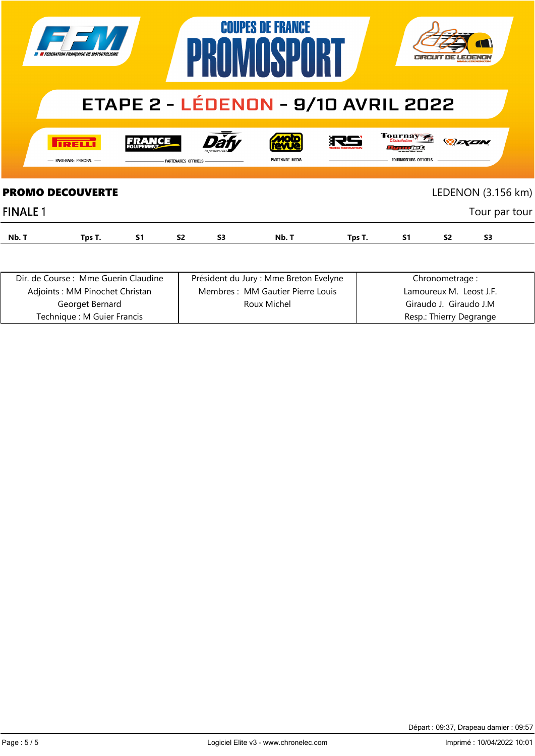COUPES DE FRANCE

# PROMOSPORT

FFM FEDERATION FRANÇAISE DE MOTOCYCLISME

CIRCUIT DE LEDENON

## ETAPE 2 - LÉDENON - 9/10 AVRIL 2022

PIRELLI — PARTENAIRE PRINCIPAL

FRANCE EQUIPEMENT — Dafy La passion PRO — PARTENAIRES OFFICIELS

moto revue — PARTENAIRE MEDIA

RS RACING SENSATION — Tournay Distribution — Dynojet DYNAMOMETERS — IXON — FOURNISSEURS OFFICIELS

**PROMO DECOUVERTE** LEDENON (3.156 km)

FINALE 1 Tour par tour

| Nb. T | Tps T. | S1 | S2 | S3 | Nb. T | Tps T. | S1 | S2 | S3 |
|---|---|---|---|---|---|---|---|---|---|

| | | |
|---|---|---|
| Dir. de Course : Mme Guerin Claudine<br>Adjoints : MM Pinochet Christan<br>Georget Bernard<br>Technique : M Guier Francis | Président du Jury : Mme Breton Evelyne<br>Membres : MM Gautier Pierre Louis<br>Roux Michel | Chronometrage :<br>Lamoureux M. Leost J.F.<br>Giraudo J. Giraudo J.M<br>Resp.: Thierry Degrange |

Départ : 09:37, Drapeau damier : 09:57

Logiciel Elite v3 - www.chronelec.com

Imprimé : 10/04/2022 10:01